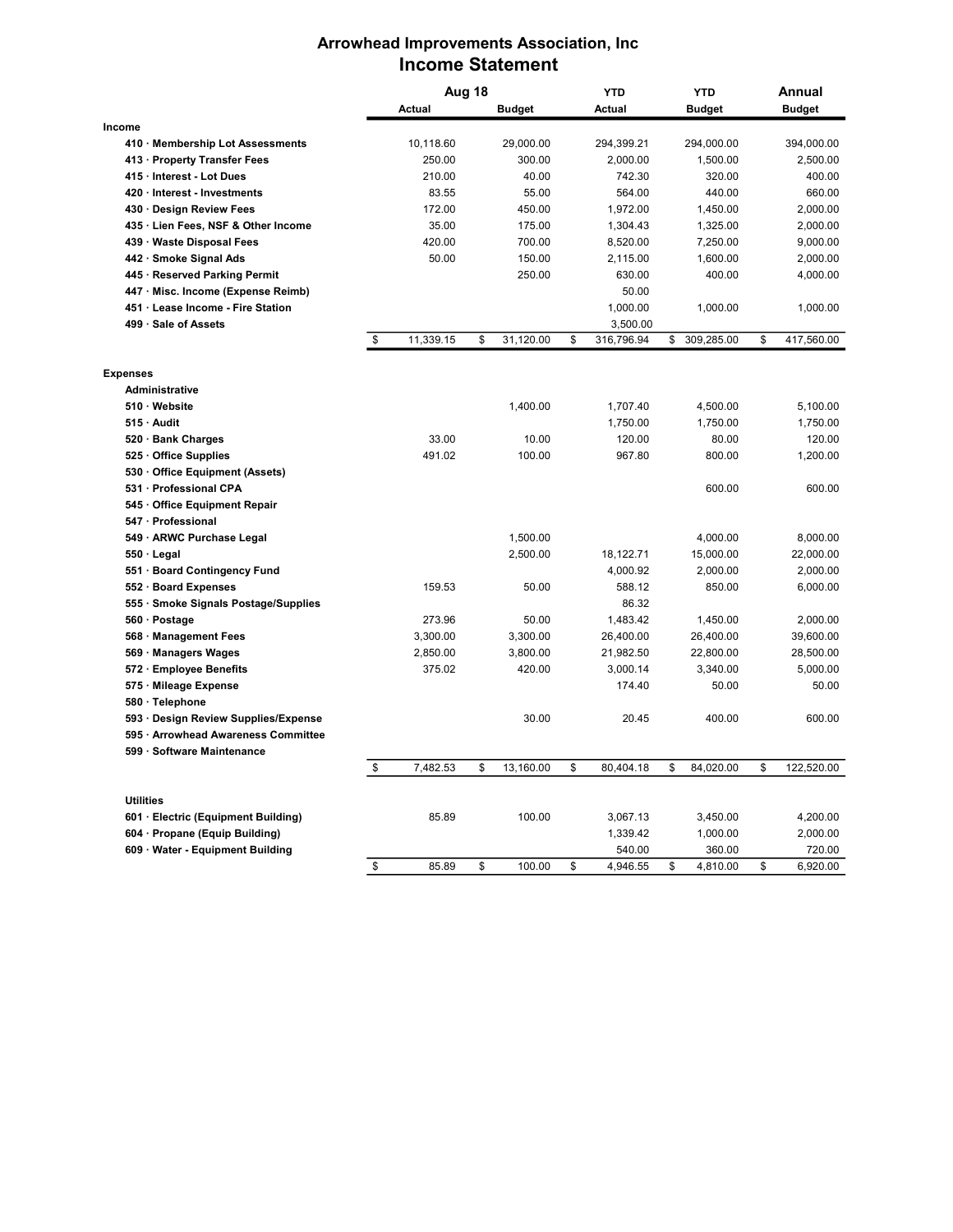# Arrowhead Improvements Association, Inc
## Income Statement

| | Aug 18 | | YTD | YTD | Annual |
|---|---|---|---|---|---|
| | Actual | Budget | Actual | Budget | Budget |
| **Income** | | | | | |
| 410 · Membership Lot Assessments | 10,118.60 | 29,000.00 | 294,399.21 | 294,000.00 | 394,000.00 |
| 413 · Property Transfer Fees | 250.00 | 300.00 | 2,000.00 | 1,500.00 | 2,500.00 |
| 415 · Interest - Lot Dues | 210.00 | 40.00 | 742.30 | 320.00 | 400.00 |
| 420 · Interest - Investments | 83.55 | 55.00 | 564.00 | 440.00 | 660.00 |
| 430 · Design Review Fees | 172.00 | 450.00 | 1,972.00 | 1,450.00 | 2,000.00 |
| 435 · Lien Fees, NSF & Other Income | 35.00 | 175.00 | 1,304.43 | 1,325.00 | 2,000.00 |
| 439 · Waste Disposal Fees | 420.00 | 700.00 | 8,520.00 | 7,250.00 | 9,000.00 |
| 442 · Smoke Signal Ads | 50.00 | 150.00 | 2,115.00 | 1,600.00 | 2,000.00 |
| 445 · Reserved Parking Permit | | 250.00 | 630.00 | 400.00 | 4,000.00 |
| 447 · Misc. Income (Expense Reimb) | | | 50.00 | | |
| 451 · Lease Income - Fire Station | | | 1,000.00 | 1,000.00 | 1,000.00 |
| 499 · Sale of Assets | | | 3,500.00 | | |
| | $ 11,339.15 | $ 31,120.00 | $ 316,796.94 | $ 309,285.00 | $ 417,560.00 |
| **Expenses** | | | | | |
| **Administrative** | | | | | |
| 510 · Website | | 1,400.00 | 1,707.40 | 4,500.00 | 5,100.00 |
| 515 · Audit | | | 1,750.00 | 1,750.00 | 1,750.00 |
| 520 · Bank Charges | 33.00 | 10.00 | 120.00 | 80.00 | 120.00 |
| 525 · Office Supplies | 491.02 | 100.00 | 967.80 | 800.00 | 1,200.00 |
| 530 · Office Equipment (Assets) | | | | | |
| 531 · Professional CPA | | | | 600.00 | 600.00 |
| 545 · Office Equipment Repair | | | | | |
| 547 · Professional | | | | | |
| 549 · ARWC Purchase Legal | | 1,500.00 | | 4,000.00 | 8,000.00 |
| 550 · Legal | | 2,500.00 | 18,122.71 | 15,000.00 | 22,000.00 |
| 551 · Board Contingency Fund | | | 4,000.92 | 2,000.00 | 2,000.00 |
| 552 · Board Expenses | 159.53 | 50.00 | 588.12 | 850.00 | 6,000.00 |
| 555 · Smoke Signals Postage/Supplies | | | 86.32 | | |
| 560 · Postage | 273.96 | 50.00 | 1,483.42 | 1,450.00 | 2,000.00 |
| 568 · Management Fees | 3,300.00 | 3,300.00 | 26,400.00 | 26,400.00 | 39,600.00 |
| 569 · Managers Wages | 2,850.00 | 3,800.00 | 21,982.50 | 22,800.00 | 28,500.00 |
| 572 · Employee Benefits | 375.02 | 420.00 | 3,000.14 | 3,340.00 | 5,000.00 |
| 575 · Mileage Expense | | | 174.40 | 50.00 | 50.00 |
| 580 · Telephone | | | | | |
| 593 · Design Review Supplies/Expense | | 30.00 | 20.45 | 400.00 | 600.00 |
| 595 · Arrowhead Awareness Committee | | | | | |
| 599 · Software Maintenance | | | | | |
| | $ 7,482.53 | $ 13,160.00 | $ 80,404.18 | $ 84,020.00 | $ 122,520.00 |
| **Utilities** | | | | | |
| 601 · Electric (Equipment Building) | 85.89 | 100.00 | 3,067.13 | 3,450.00 | 4,200.00 |
| 604 · Propane (Equip Building) | | | 1,339.42 | 1,000.00 | 2,000.00 |
| 609 · Water - Equipment Building | | | 540.00 | 360.00 | 720.00 |
| | $ 85.89 | $ 100.00 | $ 4,946.55 | $ 4,810.00 | $ 6,920.00 |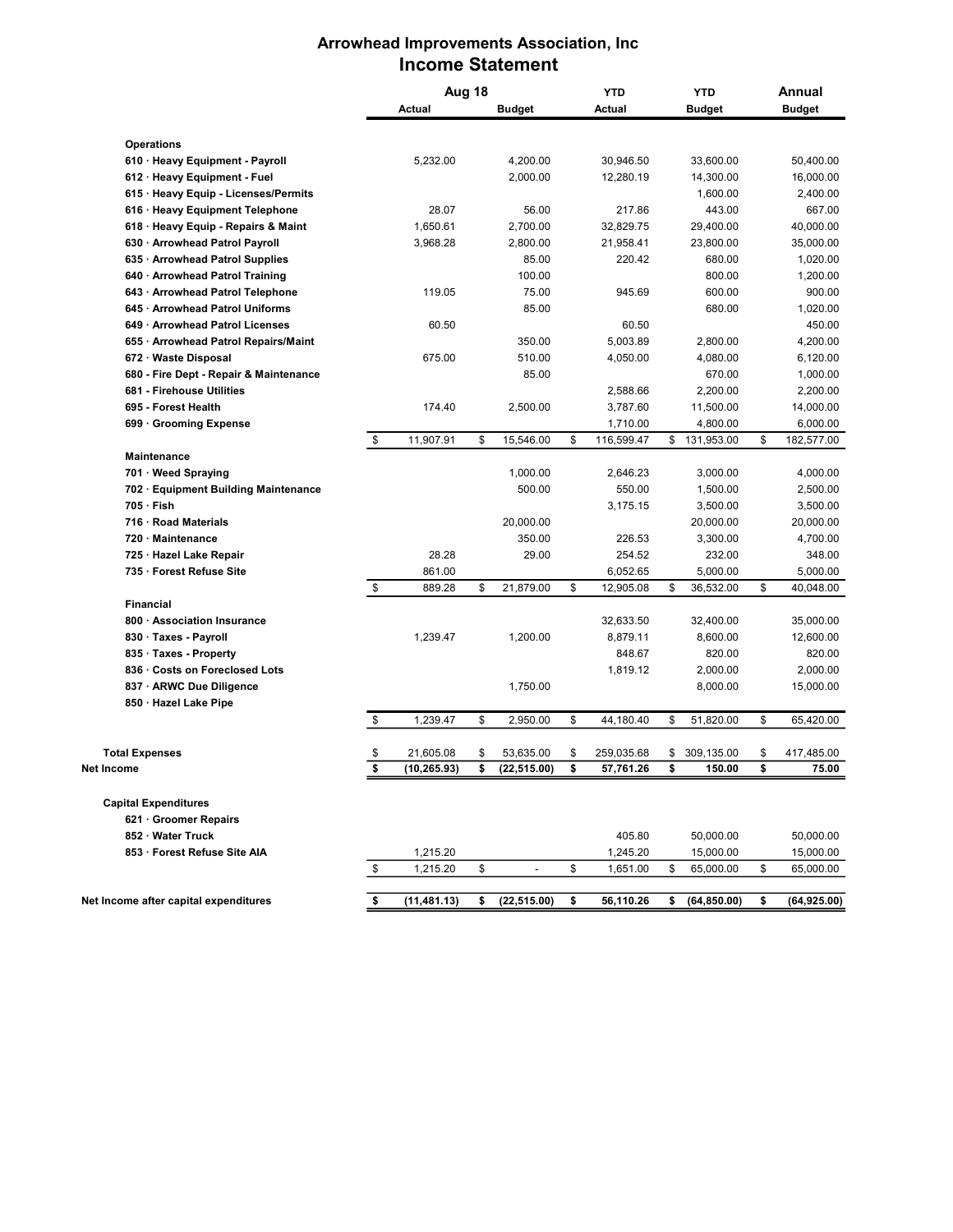# Arrowhead Improvements Association, Inc
## Income Statement

| | Aug 18 Actual | Aug 18 Budget | YTD Actual | YTD Budget | Annual Budget |
|---|---|---|---|---|---|
| **Operations** | | | | | |
| 610 · Heavy Equipment - Payroll | 5,232.00 | 4,200.00 | 30,946.50 | 33,600.00 | 50,400.00 |
| 612 · Heavy Equipment - Fuel | | 2,000.00 | 12,280.19 | 14,300.00 | 16,000.00 |
| 615 · Heavy Equip - Licenses/Permits | | | | 1,600.00 | 2,400.00 |
| 616 · Heavy Equipment Telephone | 28.07 | 56.00 | 217.86 | 443.00 | 667.00 |
| 618 · Heavy Equip - Repairs & Maint | 1,650.61 | 2,700.00 | 32,829.75 | 29,400.00 | 40,000.00 |
| 630 · Arrowhead Patrol Payroll | 3,968.28 | 2,800.00 | 21,958.41 | 23,800.00 | 35,000.00 |
| 635 · Arrowhead Patrol Supplies | | 85.00 | 220.42 | 680.00 | 1,020.00 |
| 640 · Arrowhead Patrol Training | | 100.00 | | 800.00 | 1,200.00 |
| 643 · Arrowhead Patrol Telephone | 119.05 | 75.00 | 945.69 | 600.00 | 900.00 |
| 645 · Arrowhead Patrol Uniforms | | 85.00 | | 680.00 | 1,020.00 |
| 649 · Arrowhead Patrol Licenses | 60.50 | | 60.50 | | 450.00 |
| 655 · Arrowhead Patrol Repairs/Maint | | 350.00 | 5,003.89 | 2,800.00 | 4,200.00 |
| 672 · Waste Disposal | 675.00 | 510.00 | 4,050.00 | 4,080.00 | 6,120.00 |
| 680 - Fire Dept - Repair & Maintenance | | 85.00 | | 670.00 | 1,000.00 |
| 681 - Firehouse Utilities | | | 2,588.66 | 2,200.00 | 2,200.00 |
| 695 - Forest Health | 174.40 | 2,500.00 | 3,787.60 | 11,500.00 | 14,000.00 |
| 699 · Grooming Expense | | | 1,710.00 | 4,800.00 | 6,000.00 |
| | $ 11,907.91 | $ 15,546.00 | $ 116,599.47 | $ 131,953.00 | $ 182,577.00 |
| **Maintenance** | | | | | |
| 701 · Weed Spraying | | 1,000.00 | 2,646.23 | 3,000.00 | 4,000.00 |
| 702 · Equipment Building Maintenance | | 500.00 | 550.00 | 1,500.00 | 2,500.00 |
| 705 · Fish | | | 3,175.15 | 3,500.00 | 3,500.00 |
| 716 · Road Materials | | 20,000.00 | | 20,000.00 | 20,000.00 |
| 720 · Maintenance | | 350.00 | 226.53 | 3,300.00 | 4,700.00 |
| 725 · Hazel Lake Repair | 28.28 | 29.00 | 254.52 | 232.00 | 348.00 |
| 735 · Forest Refuse Site | 861.00 | | 6,052.65 | 5,000.00 | 5,000.00 |
| | $ 889.28 | $ 21,879.00 | $ 12,905.08 | $ 36,532.00 | $ 40,048.00 |
| **Financial** | | | | | |
| 800 · Association Insurance | | | 32,633.50 | 32,400.00 | 35,000.00 |
| 830 · Taxes - Payroll | 1,239.47 | 1,200.00 | 8,879.11 | 8,600.00 | 12,600.00 |
| 835 · Taxes - Property | | | 848.67 | 820.00 | 820.00 |
| 836 · Costs on Foreclosed Lots | | | 1,819.12 | 2,000.00 | 2,000.00 |
| 837 · ARWC Due Diligence | | 1,750.00 | | 8,000.00 | 15,000.00 |
| 850 · Hazel Lake Pipe | | | | | |
| | $ 1,239.47 | $ 2,950.00 | $ 44,180.40 | $ 51,820.00 | $ 65,420.00 |
| **Total Expenses** | $ 21,605.08 | $ 53,635.00 | $ 259,035.68 | $ 309,135.00 | $ 417,485.00 |
| **Net Income** | **$ (10,265.93)** | **$ (22,515.00)** | **$ 57,761.26** | **$ 150.00** | **$ 75.00** |
| **Capital Expenditures** | | | | | |
| 621 · Groomer Repairs | | | | | |
| 852 · Water Truck | | | 405.80 | 50,000.00 | 50,000.00 |
| 853 · Forest Refuse Site AIA | 1,215.20 | | 1,245.20 | 15,000.00 | 15,000.00 |
| | $ 1,215.20 | $ - | $ 1,651.00 | $ 65,000.00 | $ 65,000.00 |
| **Net Income after capital expenditures** | **$ (11,481.13)** | **$ (22,515.00)** | **$ 56,110.26** | **$ (64,850.00)** | **$ (64,925.00)** |